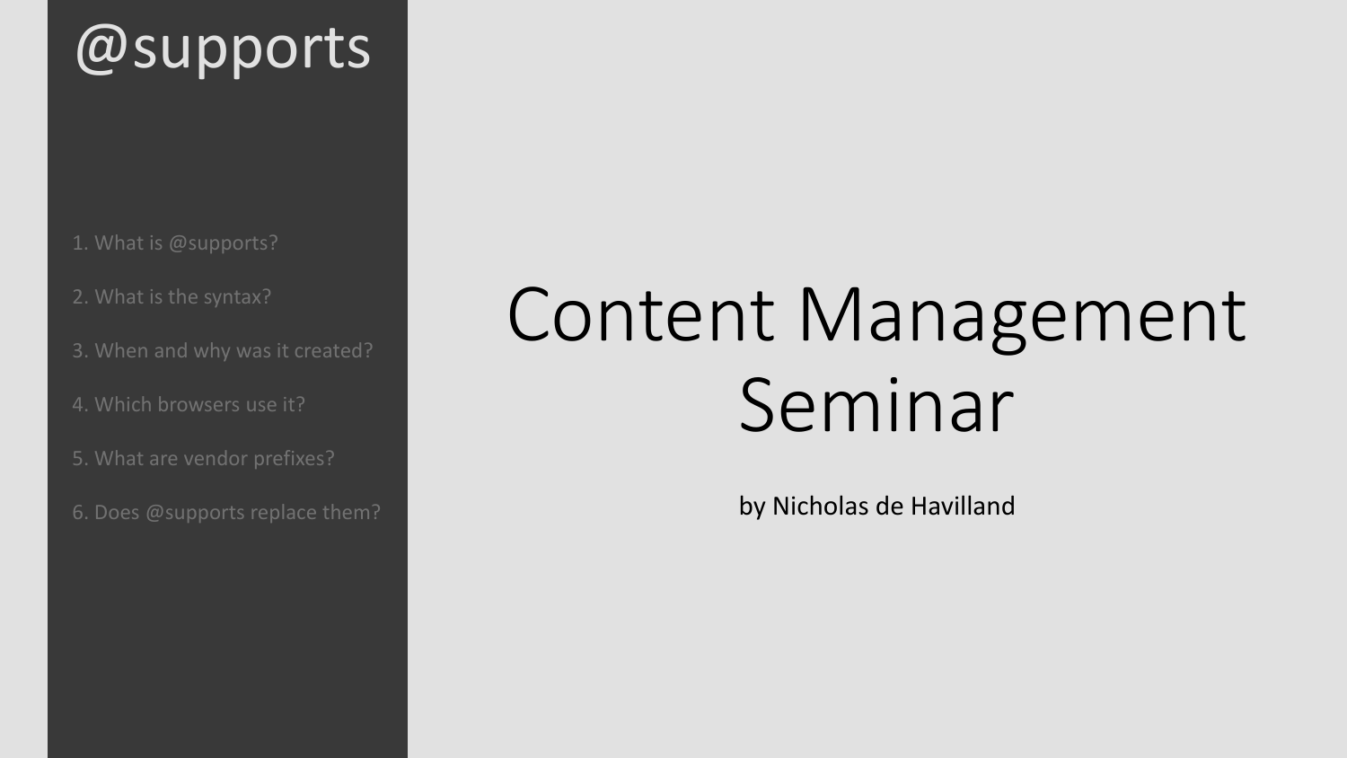# @supports

1. What is @supports?
2. What is the syntax?
3. When and why was it created?
4. Which browsers use it?
5. What are vendor prefixes?
6. Does @supports replace them?

# Content Management Seminar

by Nicholas de Havilland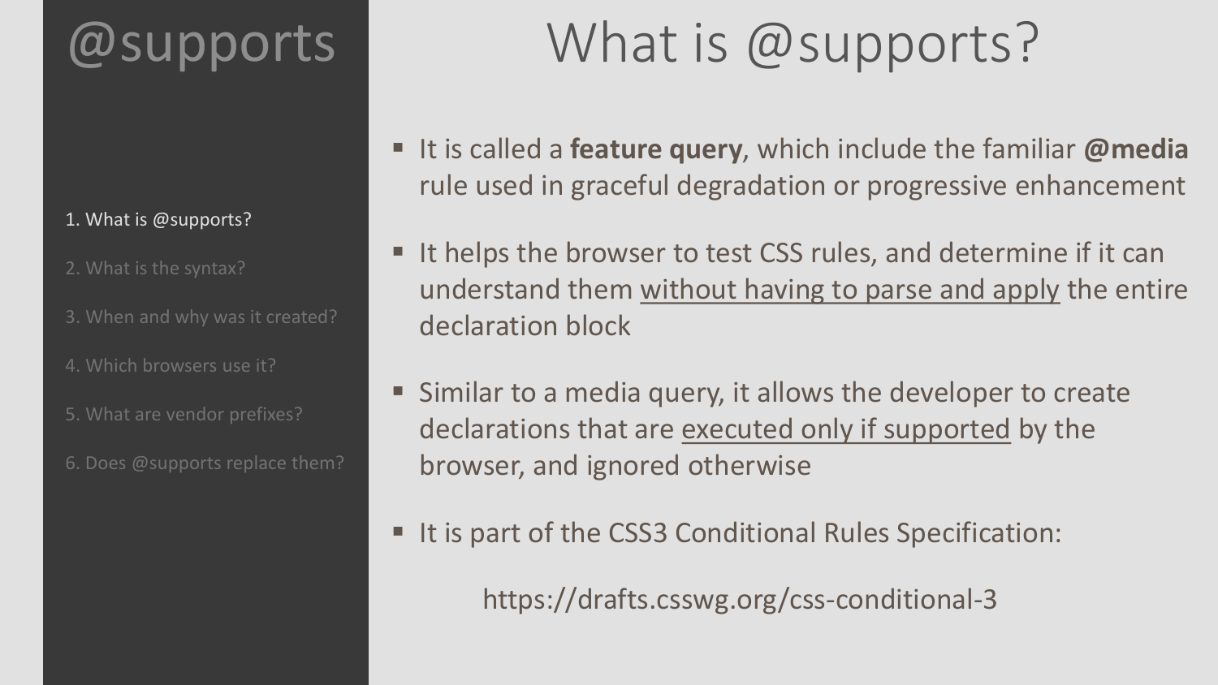# @supports

1. What is @supports?
2. What is the syntax?
3. When and why was it created?
4. Which browsers use it?
5. What are vendor prefixes?
6. Does @supports replace them?

## What is @supports?

- It is called a **feature query**, which include the familiar **@media** rule used in graceful degradation or progressive enhancement
- It helps the browser to test CSS rules, and determine if it can understand them without having to parse and apply the entire declaration block
- Similar to a media query, it allows the developer to create declarations that are executed only if supported by the browser, and ignored otherwise
- It is part of the CSS3 Conditional Rules Specification:

  https://drafts.csswg.org/css-conditional-3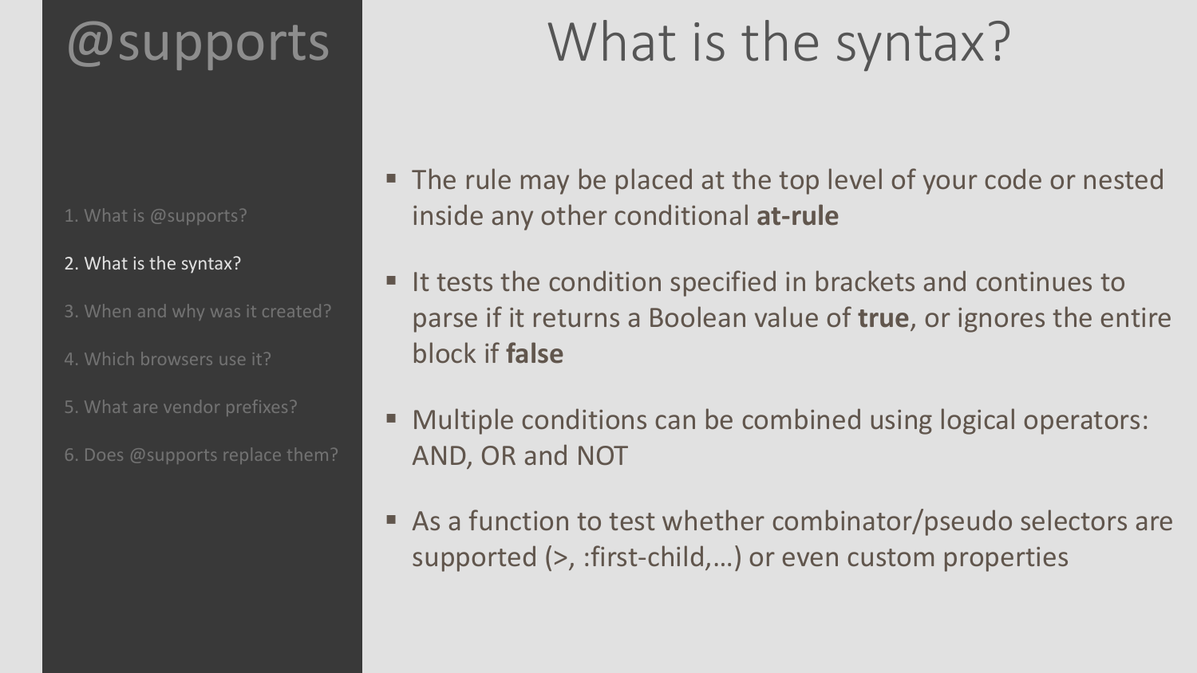# @supports

1. What is @supports?

2. What is the syntax?

3. When and why was it created?

4. Which browsers use it?

5. What are vendor prefixes?

6. Does @supports replace them?

## What is the syntax?

- The rule may be placed at the top level of your code or nested inside any other conditional **at-rule**
- It tests the condition specified in brackets and continues to parse if it returns a Boolean value of **true**, or ignores the entire block if **false**
- Multiple conditions can be combined using logical operators: AND, OR and NOT
- As a function to test whether combinator/pseudo selectors are supported (>, :first-child,…) or even custom properties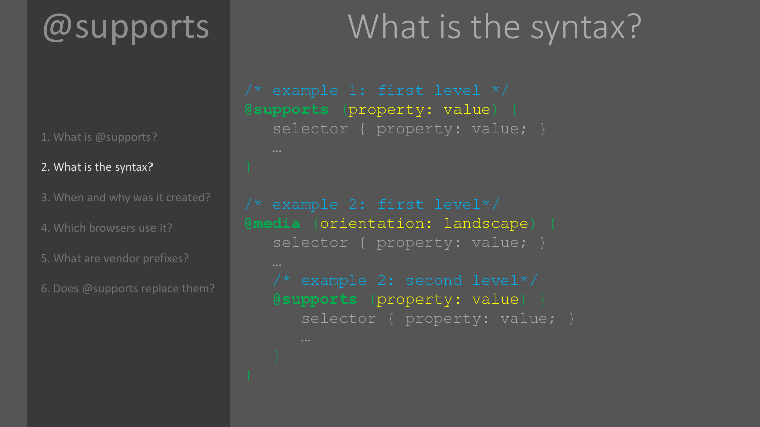# @supports

1. What is @supports?
2. What is the syntax?
3. When and why was it created?
4. Which browsers use it?
5. What are vendor prefixes?
6. Does @supports replace them?

## What is the syntax?

```
/* example 1: first level */
@supports (property: value) {
   selector { property: value; }
   …
}

/* example 2: first level*/
@media (orientation: landscape) {
   selector { property: value; }
   …
   /* example 2: second level*/
   @supports (property: value) {
      selector { property: value; }
      …
   }
}
```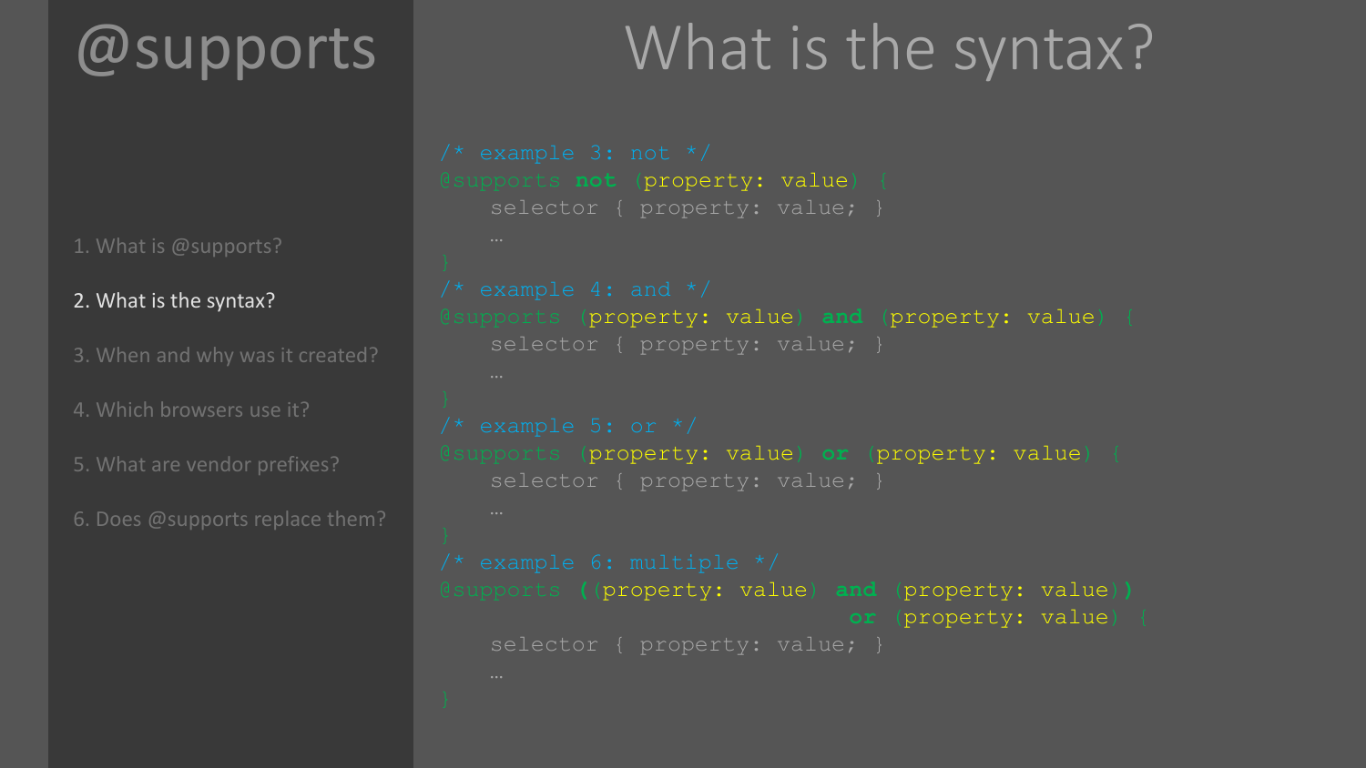# @supports

1. What is @supports?

2. What is the syntax?

3. When and why was it created?

4. Which browsers use it?

5. What are vendor prefixes?

6. Does @supports replace them?

## What is the syntax?

```
/* example 3: not */
@supports not (property: value) {
    selector { property: value; }
    …
}
/* example 4: and */
@supports (property: value) and (property: value) {
    selector { property: value; }
    …
}
/* example 5: or */
@supports (property: value) or (property: value) {
    selector { property: value; }
    …
}
/* example 6: multiple */
@supports ((property: value) and (property: value))
                                 or (property: value) {
    selector { property: value; }
    …
}
```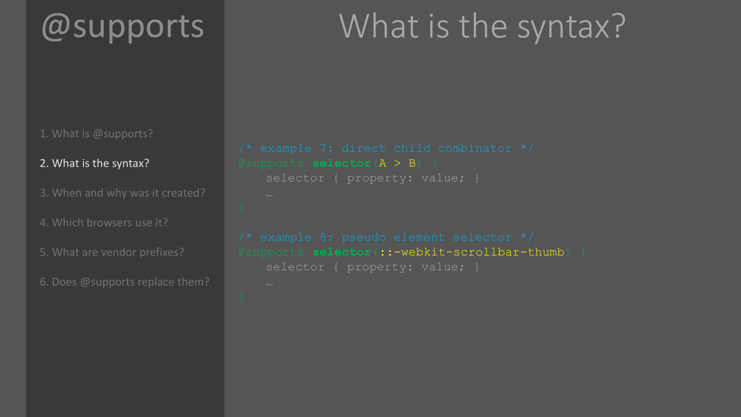# @supports

1. What is @supports?
2. What is the syntax?
3. When and why was it created?
4. Which browsers use it?
5. What are vendor prefixes?
6. Does @supports replace them?

## What is the syntax?

```
/* example 7: direct child combinator */
@supports selector(A > B) {
    selector { property: value; }
    …
}

/* example 8: pseudo element selector */
@supports selector(::-webkit-scrollbar-thumb) {
    selector { property: value; }
    …
}
```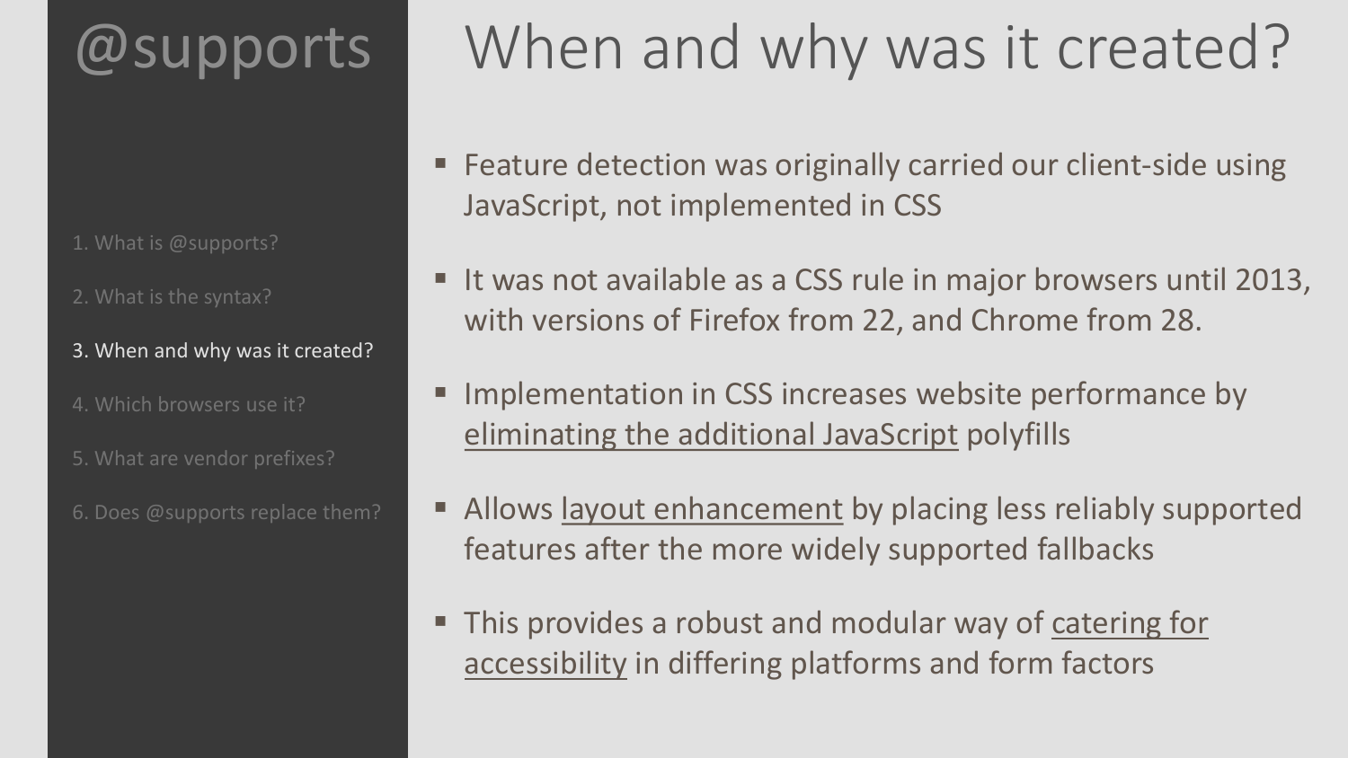# @supports

1. What is @supports?
2. What is the syntax?
3. When and why was it created?
4. Which browsers use it?
5. What are vendor prefixes?
6. Does @supports replace them?

## When and why was it created?

- Feature detection was originally carried our client-side using JavaScript, not implemented in CSS
- It was not available as a CSS rule in major browsers until 2013, with versions of Firefox from 22, and Chrome from 28.
- Implementation in CSS increases website performance by eliminating the additional JavaScript polyfills
- Allows layout enhancement by placing less reliably supported features after the more widely supported fallbacks
- This provides a robust and modular way of catering for accessibility in differing platforms and form factors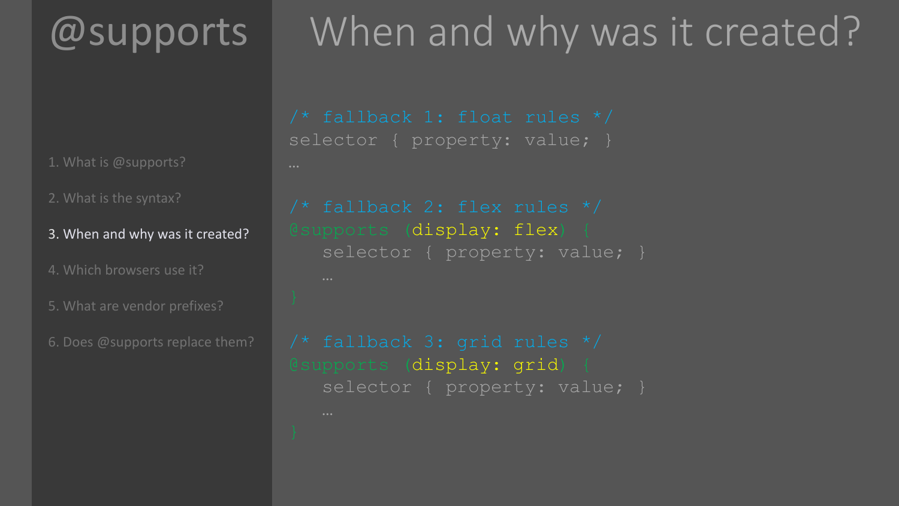# @supports

1. What is @supports?
2. What is the syntax?
3. When and why was it created?
4. Which browsers use it?
5. What are vendor prefixes?
6. Does @supports replace them?

## When and why was it created?

```
/* fallback 1: float rules */
selector { property: value; }
…

/* fallback 2: flex rules */
@supports (display: flex) {
   selector { property: value; }
   …
}

/* fallback 3: grid rules */
@supports (display: grid) {
   selector { property: value; }
   …
}
```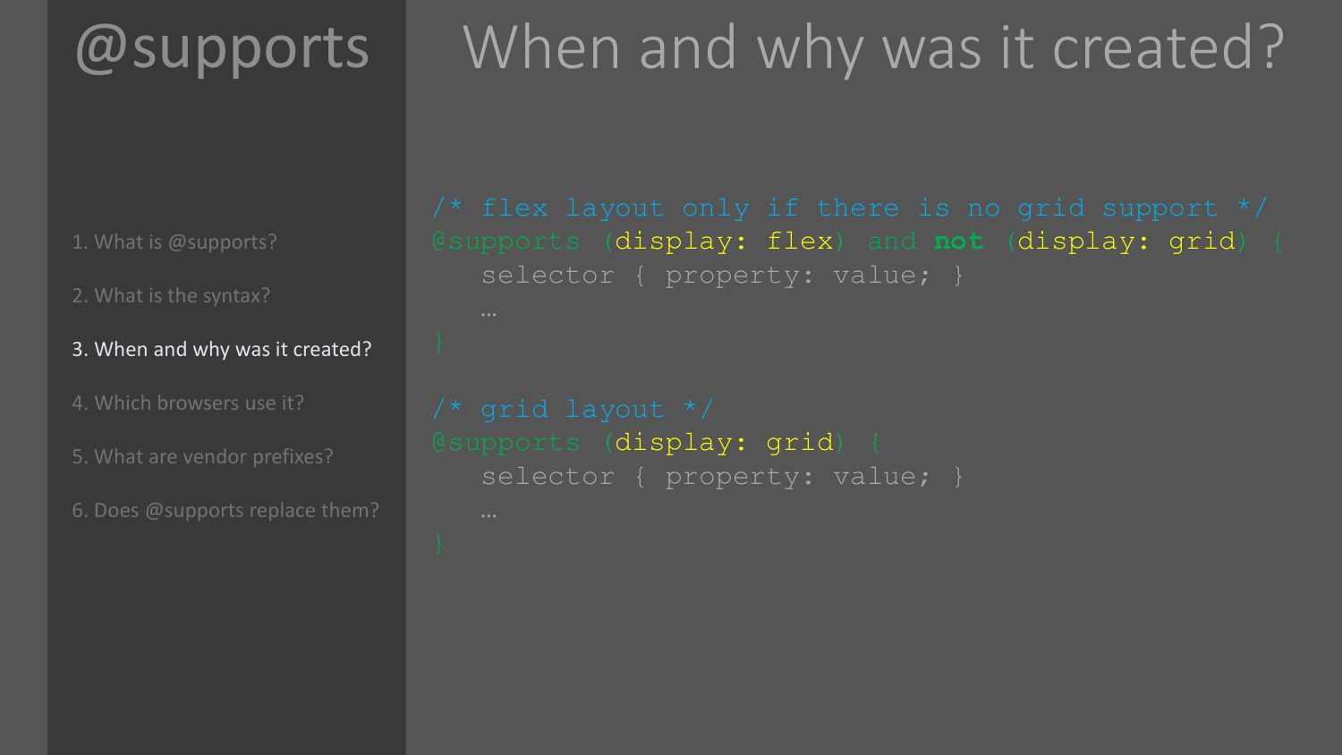# @supports

1. What is @supports?
2. What is the syntax?
3. When and why was it created?
4. Which browsers use it?
5. What are vendor prefixes?
6. Does @supports replace them?

## When and why was it created?

```
/* flex layout only if there is no grid support */
@supports (display: flex) and not (display: grid) {
   selector { property: value; }
   …
}

/* grid layout */
@supports (display: grid) {
   selector { property: value; }
   …
}
```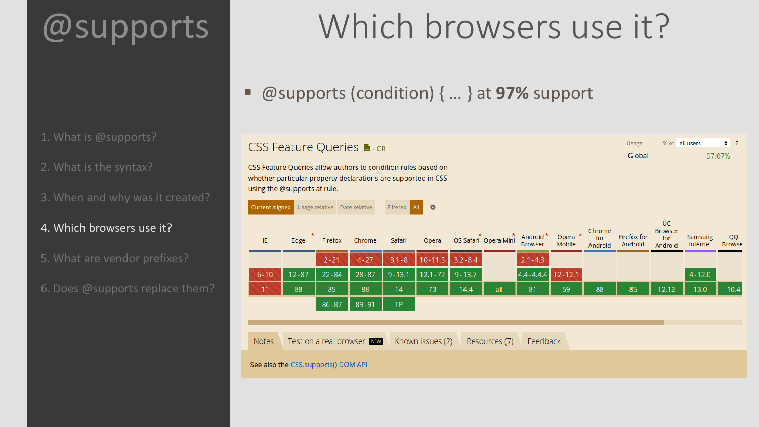# @supports

1. What is @supports?
2. What is the syntax?
3. When and why was it created?
4. Which browsers use it?
5. What are vendor prefixes?
6. Does @supports replace them?

# Which browsers use it?

- @supports (condition) { … } at **97%** support

## CSS Feature Queries - CR

Usage: % of all users

Global: 97.07%

CSS Feature Queries allow authors to condition rules based on whether particular property declarations are supported in CSS using the @supports at rule.

Current aligned | Usage relative | Date relative | Filtered | All

| IE | Edge | Firefox | Chrome | Safari | Opera | iOS Safari* | Opera Mini* | Android Browser* | Opera Mobile* | Chrome for Android | Firefox for Android | UC Browser for Android | Samsung Internet | QQ Browse |
|---|---|---|---|---|---|---|---|---|---|---|---|---|---|---|
| | | 2-21 | 4-27 | 3.1-8 | 10-11.5 | 3.2-8.4 | | 2.1-4.3 | | | | | | |
| 6-10 | 12-87 | 22-84 | 28-87 | 9-13.1 | 12.1-72 | 9-13.7 | | 4.4-4.4.4 | 12-12.1 | | | | 4-12.0 | |
| 11 | 88 | 85 | 88 | 14 | 73 | 14.4 | all | 81 | 59 | 88 | 85 | 12.12 | 13.0 | 10.4 |
| | | 86-87 | 89-91 | TP | | | | | | | | | | |

Notes | Test on a real browser NEW | Known issues (2) | Resources (7) | Feedback

See also the CSS.supports() DOM API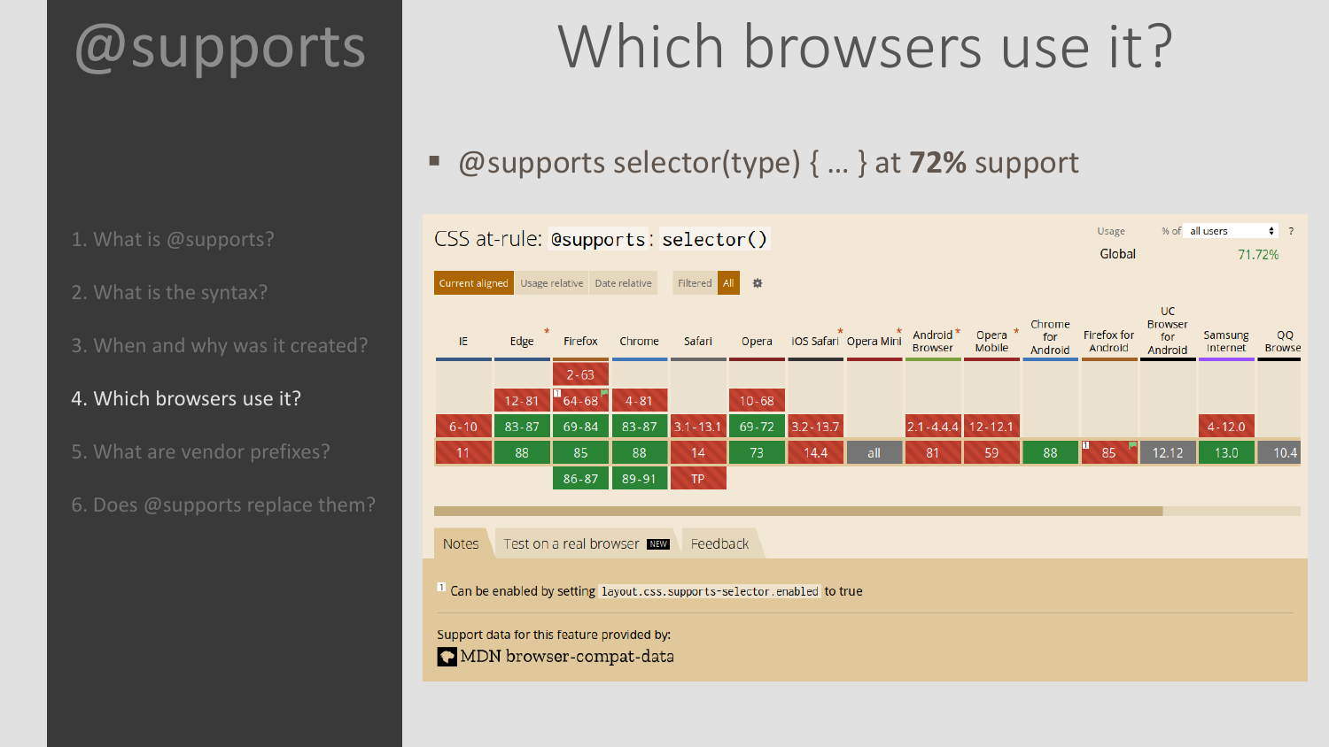# @supports

1. What is @supports?
2. What is the syntax?
3. When and why was it created?
4. Which browsers use it?
5. What are vendor prefixes?
6. Does @supports replace them?

# Which browsers use it?

- @supports selector(type) { … } at **72%** support

CSS at-rule: `@supports`: `selector()`

Usage — % of all users — ?

Global 71.72%

Current aligned | Usage relative | Date relative | Filtered | All

| IE | Edge * | Firefox | Chrome | Safari | Opera | iOS Safari * | Opera Mini * | Android Browser * | Opera Mobile * | Chrome for Android | Firefox for Android | UC Browser for Android | Samsung Internet | QQ Browse |
|---|---|---|---|---|---|---|---|---|---|---|---|---|---|---|
| | | 2-63 | | | | | | | | | | | | |
| | 12-81 | 64-68 [1] | 4-81 | | 10-68 | | | | | | | | | |
| 6-10 | 83-87 | 69-84 | 83-87 | 3.1-13.1 | 69-72 | 3.2-13.7 | | 2.1-4.4.4 | 12-12.1 | | | | 4-12.0 | |
| 11 | 88 | 85 | 88 | 14 | 73 | 14.4 | all | 81 | 59 | 88 | 85 [1] | 12.12 | 13.0 | 10.4 |
| | | 86-87 | 89-91 | TP | | | | | | | | | | |

Notes | Test on a real browser NEW | Feedback

[1] Can be enabled by setting `layout.css.supports-selector.enabled` to true

Support data for this feature provided by:

MDN browser-compat-data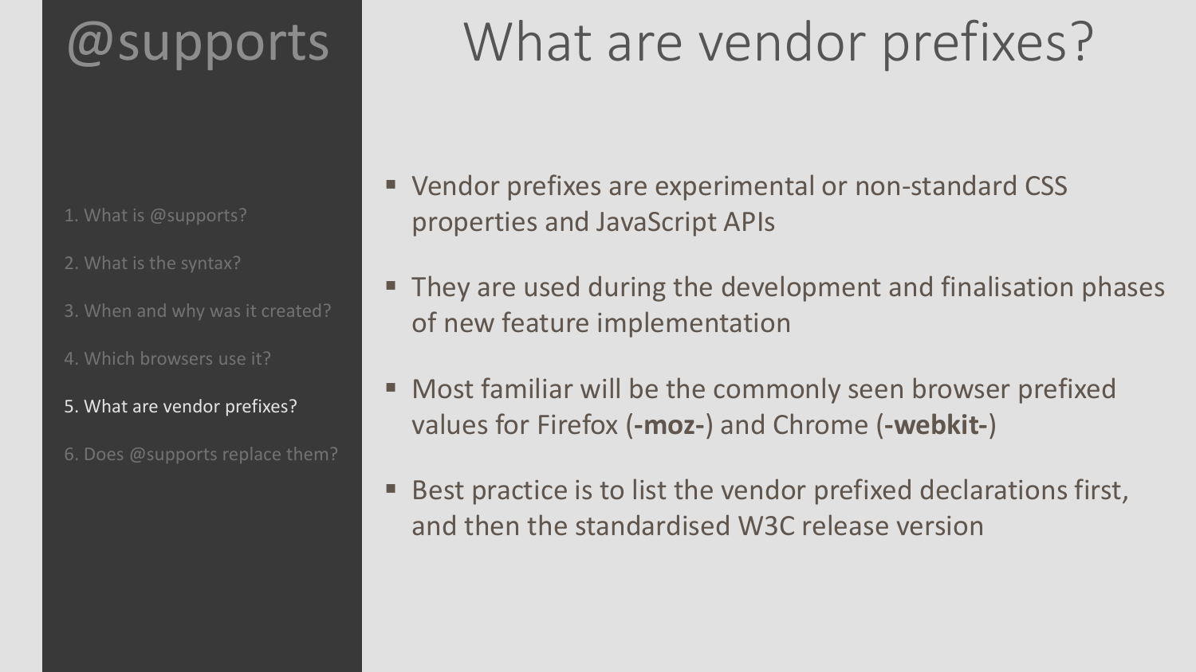# @supports

1. What is @supports?
2. What is the syntax?
3. When and why was it created?
4. Which browsers use it?
5. What are vendor prefixes?
6. Does @supports replace them?

# What are vendor prefixes?

- Vendor prefixes are experimental or non-standard CSS properties and JavaScript APIs
- They are used during the development and finalisation phases of new feature implementation
- Most familiar will be the commonly seen browser prefixed values for Firefox (**-moz-**) and Chrome (**-webkit-**)
- Best practice is to list the vendor prefixed declarations first, and then the standardised W3C release version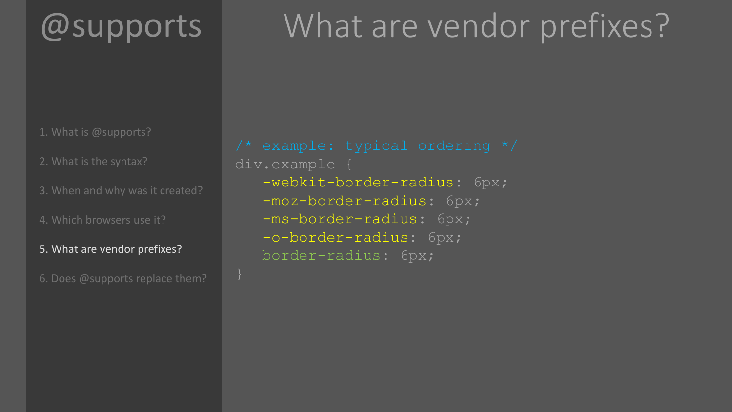# @supports

1. What is @supports?
2. What is the syntax?
3. When and why was it created?
4. Which browsers use it?
5. What are vendor prefixes?
6. Does @supports replace them?

## What are vendor prefixes?

```
/* example: typical ordering */
div.example {
   -webkit-border-radius: 6px;
   -moz-border-radius: 6px;
   -ms-border-radius: 6px;
   -o-border-radius: 6px;
   border-radius: 6px;
}
```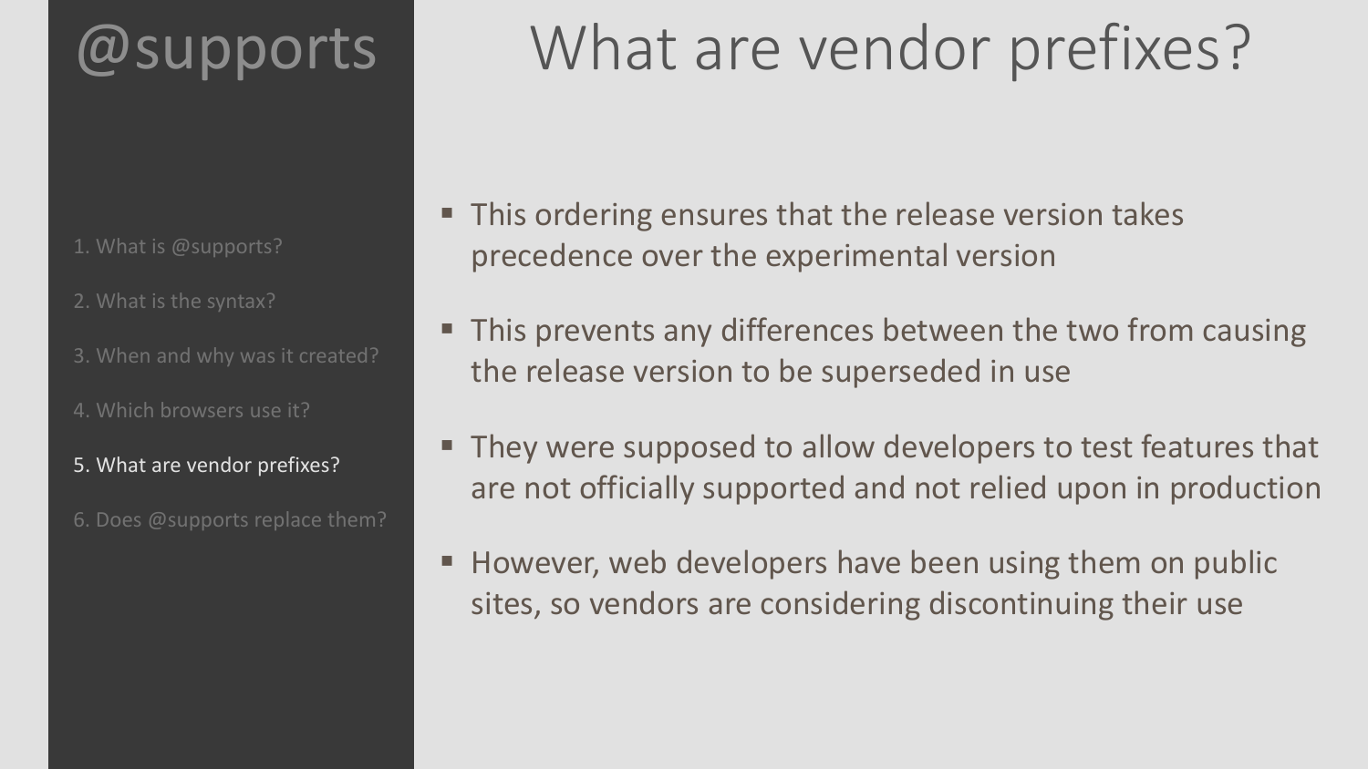# @supports

1. What is @supports?
2. What is the syntax?
3. When and why was it created?
4. Which browsers use it?
5. What are vendor prefixes?
6. Does @supports replace them?

## What are vendor prefixes?

- This ordering ensures that the release version takes precedence over the experimental version
- This prevents any differences between the two from causing the release version to be superseded in use
- They were supposed to allow developers to test features that are not officially supported and not relied upon in production
- However, web developers have been using them on public sites, so vendors are considering discontinuing their use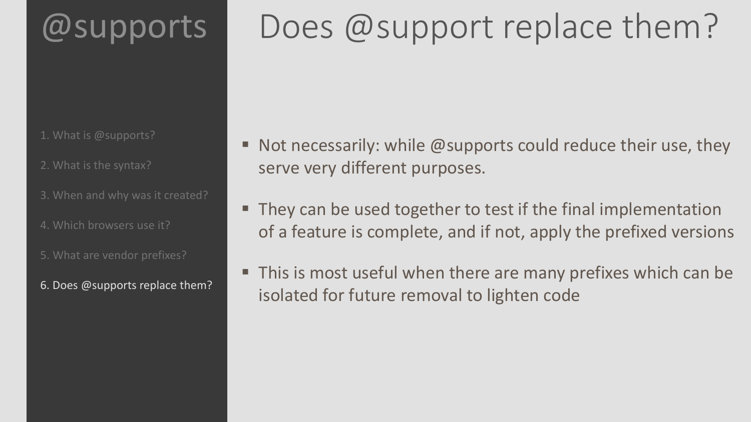# @supports

1. What is @supports?
2. What is the syntax?
3. When and why was it created?
4. Which browsers use it?
5. What are vendor prefixes?
6. Does @supports replace them?

## Does @support replace them?

- Not necessarily: while @supports could reduce their use, they serve very different purposes.
- They can be used together to test if the final implementation of a feature is complete, and if not, apply the prefixed versions
- This is most useful when there are many prefixes which can be isolated for future removal to lighten code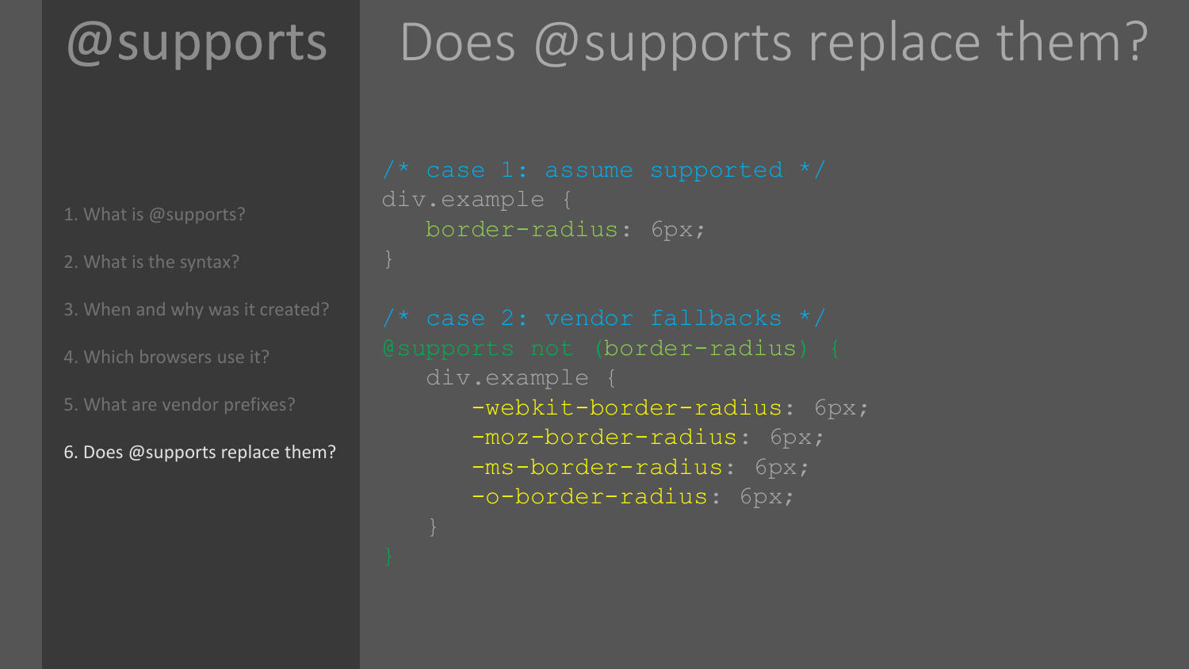# @supports

1. What is @supports?
2. What is the syntax?
3. When and why was it created?
4. Which browsers use it?
5. What are vendor prefixes?
6. Does @supports replace them?

## Does @supports replace them?

```
/* case 1: assume supported */
div.example {
   border-radius: 6px;
}

/* case 2: vendor fallbacks */
@supports not (border-radius) {
   div.example {
      -webkit-border-radius: 6px;
      -moz-border-radius: 6px;
      -ms-border-radius: 6px;
      -o-border-radius: 6px;
   }
}
```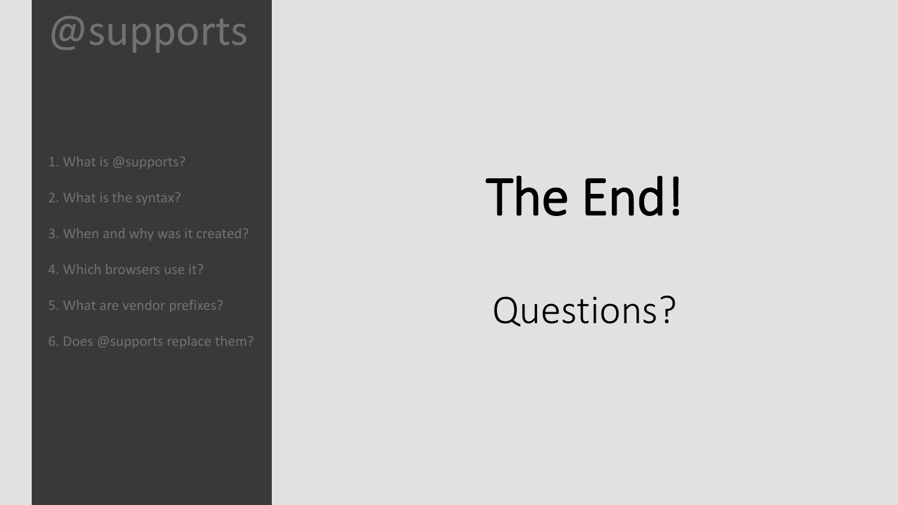# @supports

1. What is @supports?
2. What is the syntax?
3. When and why was it created?
4. Which browsers use it?
5. What are vendor prefixes?
6. Does @supports replace them?

## The End!

Questions?